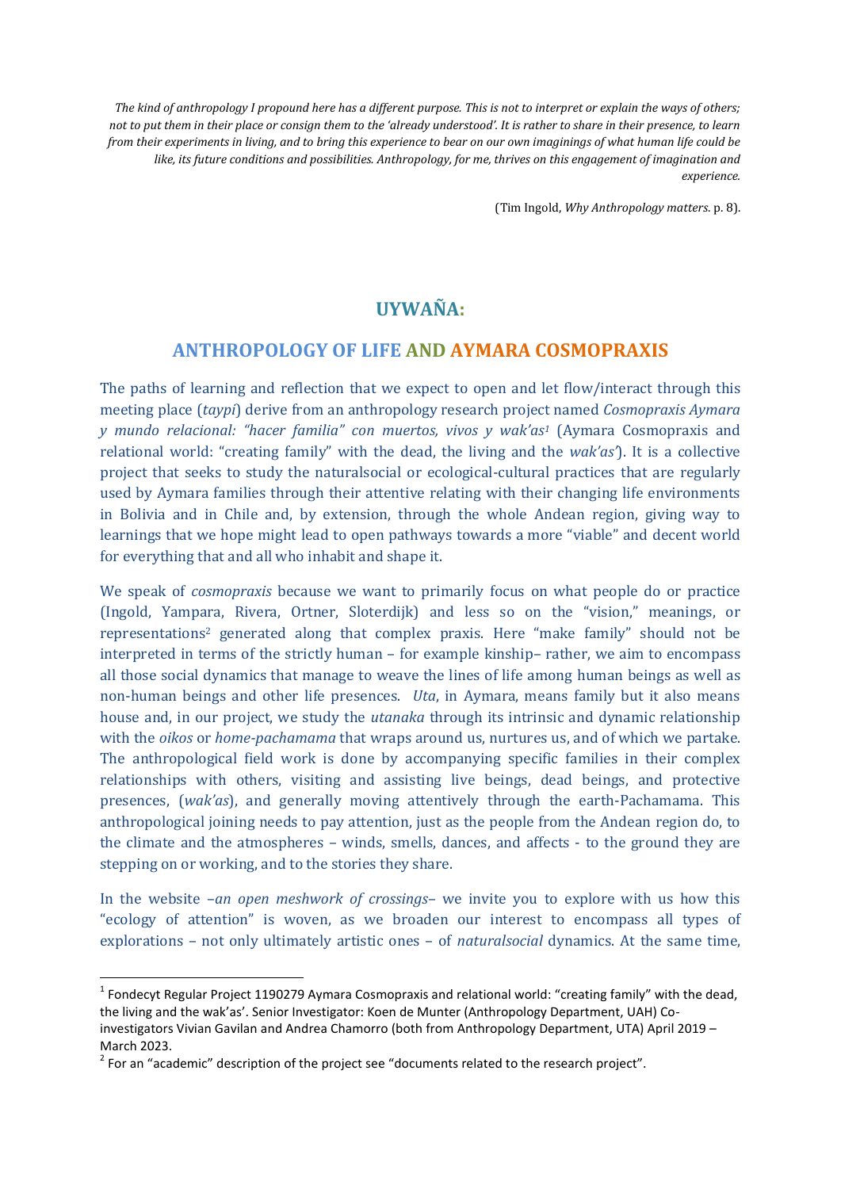*The kind of anthropology I propound here has a different purpose. This is not to interpret or explain the ways of others; not to put them in their place or consign them to the 'already understood'. It is rather to share in their presence, to learn from their experiments in living, and to bring this experience to bear on our own imaginings of what human life could be like, its future conditions and possibilities. Anthropology, for me, thrives on this engagement of imagination and experience.*

(Tim Ingold, *Why Anthropology matters*. p. 8).

# UYWAÑA:

## ANTHROPOLOGY OF LIFE AND AYMARA COSMOPRAXIS

The paths of learning and reflection that we expect to open and let flow/interact through this meeting place (*taypi*) derive from an anthropology research project named *Cosmopraxis Aymara y mundo relacional: "hacer familia" con muertos, vivos y wak'as*[1] (Aymara Cosmopraxis and relational world: "creating family" with the dead, the living and the *wak'as'*). It is a collective project that seeks to study the naturalsocial or ecological-cultural practices that are regularly used by Aymara families through their attentive relating with their changing life environments in Bolivia and in Chile and, by extension, through the whole Andean region, giving way to learnings that we hope might lead to open pathways towards a more "viable" and decent world for everything that and all who inhabit and shape it.

We speak of *cosmopraxis* because we want to primarily focus on what people do or practice (Ingold, Yampara, Rivera, Ortner, Sloterdijk) and less so on the "vision," meanings, or representations[2] generated along that complex praxis. Here "make family" should not be interpreted in terms of the strictly human – for example kinship– rather, we aim to encompass all those social dynamics that manage to weave the lines of life among human beings as well as non-human beings and other life presences. *Uta*, in Aymara, means family but it also means house and, in our project, we study the *utanaka* through its intrinsic and dynamic relationship with the *oikos* or *home-pachamama* that wraps around us, nurtures us, and of which we partake. The anthropological field work is done by accompanying specific families in their complex relationships with others, visiting and assisting live beings, dead beings, and protective presences, (*wak'as*), and generally moving attentively through the earth-Pachamama. This anthropological joining needs to pay attention, just as the people from the Andean region do, to the climate and the atmospheres – winds, smells, dances, and affects - to the ground they are stepping on or working, and to the stories they share.

In the website –*an open meshwork of crossings*– we invite you to explore with us how this "ecology of attention" is woven, as we broaden our interest to encompass all types of explorations – not only ultimately artistic ones – of *naturalsocial* dynamics. At the same time,

[1] Fondecyt Regular Project 1190279 Aymara Cosmopraxis and relational world: "creating family" with the dead, the living and the wak'as'. Senior Investigator: Koen de Munter (Anthropology Department, UAH) Co-investigators Vivian Gavilan and Andrea Chamorro (both from Anthropology Department, UTA) April 2019 – March 2023.

[2] For an "academic" description of the project see "documents related to the research project".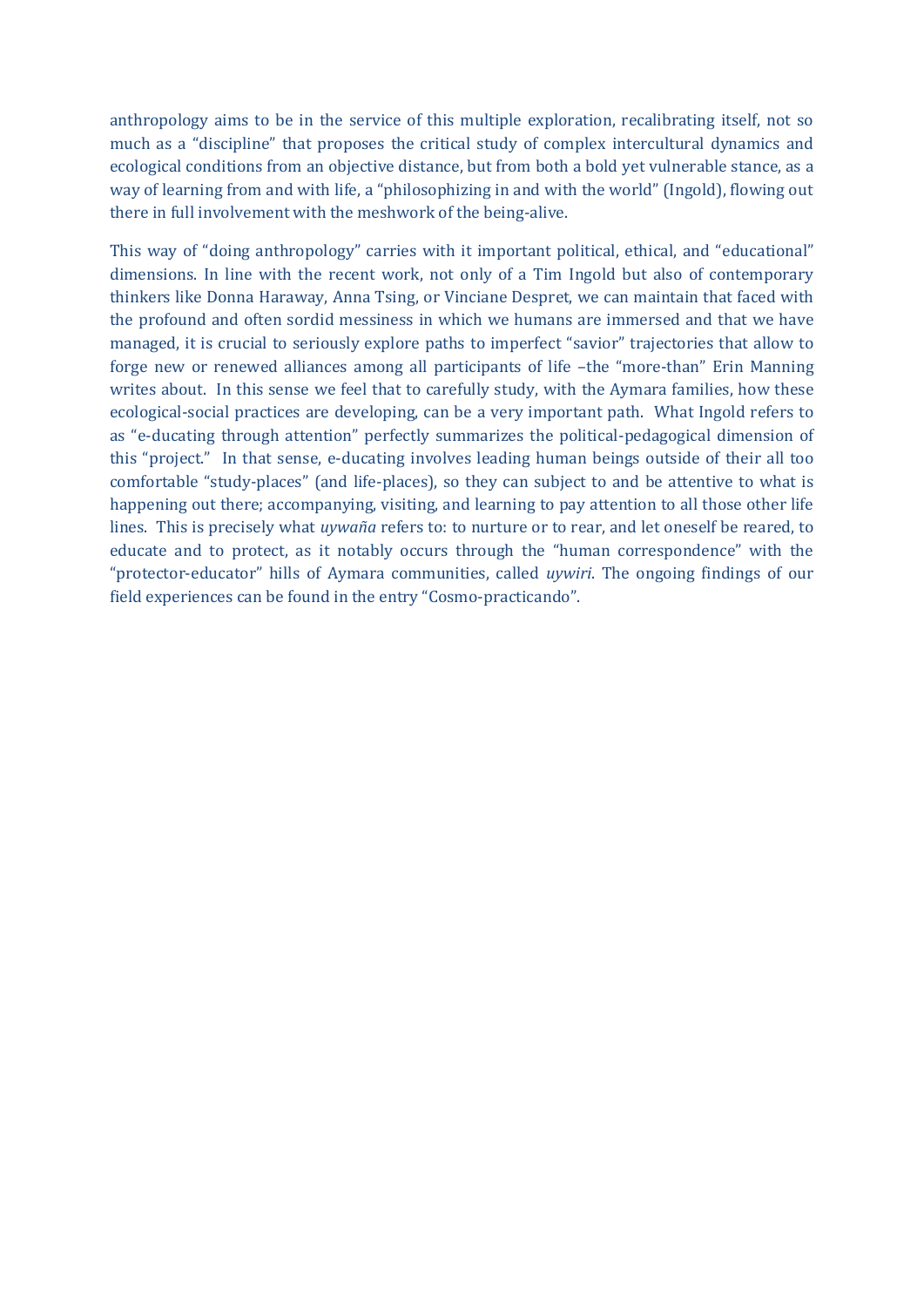anthropology aims to be in the service of this multiple exploration, recalibrating itself, not so much as a "discipline" that proposes the critical study of complex intercultural dynamics and ecological conditions from an objective distance, but from both a bold yet vulnerable stance, as a way of learning from and with life, a "philosophizing in and with the world" (Ingold), flowing out there in full involvement with the meshwork of the being-alive.

This way of "doing anthropology" carries with it important political, ethical, and "educational" dimensions. In line with the recent work, not only of a Tim Ingold but also of contemporary thinkers like Donna Haraway, Anna Tsing, or Vinciane Despret, we can maintain that faced with the profound and often sordid messiness in which we humans are immersed and that we have managed, it is crucial to seriously explore paths to imperfect "savior" trajectories that allow to forge new or renewed alliances among all participants of life –the "more-than" Erin Manning writes about. In this sense we feel that to carefully study, with the Aymara families, how these ecological-social practices are developing, can be a very important path. What Ingold refers to as "e-ducating through attention" perfectly summarizes the political-pedagogical dimension of this "project." In that sense, e-ducating involves leading human beings outside of their all too comfortable "study-places" (and life-places), so they can subject to and be attentive to what is happening out there; accompanying, visiting, and learning to pay attention to all those other life lines. This is precisely what *uywaña* refers to: to nurture or to rear, and let oneself be reared, to educate and to protect, as it notably occurs through the "human correspondence" with the "protector-educator" hills of Aymara communities, called *uywiri*. The ongoing findings of our field experiences can be found in the entry "Cosmo-practicando".